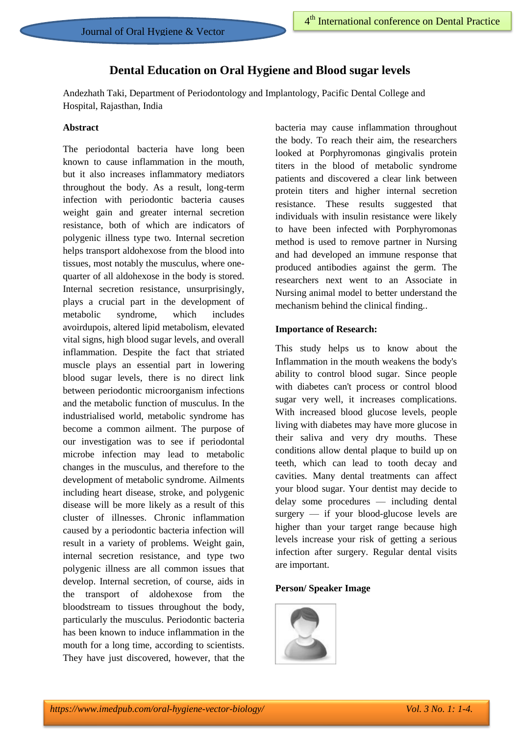# Dental Education on Oral Hygiene and Blood sugar levels

Andezhath Taki, Department of Periodontology and Implantology, Pacific Dental College and Hospital, Rajasthan, India

## Abstract

The periodontal bacteria have long been known to cause inflammation in the mouth, but it also increases inflammatory mediators throughout the body. As a result, long-term infection with periodontic bacteria causes weight gain and greater internal secretion resistance, both of which are indicators of polygenic illness type two. Internal secretion helps transport aldohexose from the blood into tissues, most notably the musculus, where one-quarter of all aldohexose in the body is stored. Internal secretion resistance, unsurprisingly, plays a crucial part in the development of metabolic syndrome, which includes avoirdupois, altered lipid metabolism, elevated vital signs, high blood sugar levels, and overall inflammation. Despite the fact that striated muscle plays an essential part in lowering blood sugar levels, there is no direct link between periodontic microorganism infections and the metabolic function of musculus. In the industrialised world, metabolic syndrome has become a common ailment. The purpose of our investigation was to see if periodontal microbe infection may lead to metabolic changes in the musculus, and therefore to the development of metabolic syndrome. Ailments including heart disease, stroke, and polygenic disease will be more likely as a result of this cluster of illnesses. Chronic inflammation caused by a periodontic bacteria infection will result in a variety of problems. Weight gain, internal secretion resistance, and type two polygenic illness are all common issues that develop. Internal secretion, of course, aids in the transport of aldohexose from the bloodstream to tissues throughout the body, particularly the musculus. Periodontic bacteria has been known to induce inflammation in the mouth for a long time, according to scientists. They have just discovered, however, that the bacteria may cause inflammation throughout the body. To reach their aim, the researchers looked at Porphyromonas gingivalis protein titers in the blood of metabolic syndrome patients and discovered a clear link between protein titers and higher internal secretion resistance. These results suggested that individuals with insulin resistance were likely to have been infected with Porphyromonas method is used to remove partner in Nursing and had developed an immune response that produced antibodies against the germ. The researchers next went to an Associate in Nursing animal model to better understand the mechanism behind the clinical finding..

## Importance of Research:

This study helps us to know about the Inflammation in the mouth weakens the body's ability to control blood sugar. Since people with diabetes can't process or control blood sugar very well, it increases complications. With increased blood glucose levels, people living with diabetes may have more glucose in their saliva and very dry mouths. These conditions allow dental plaque to build up on teeth, which can lead to tooth decay and cavities. Many dental treatments can affect your blood sugar. Your dentist may decide to delay some procedures — including dental surgery — if your blood-glucose levels are higher than your target range because high levels increase your risk of getting a serious infection after surgery. Regular dental visits are important.

## Person/ Speaker Image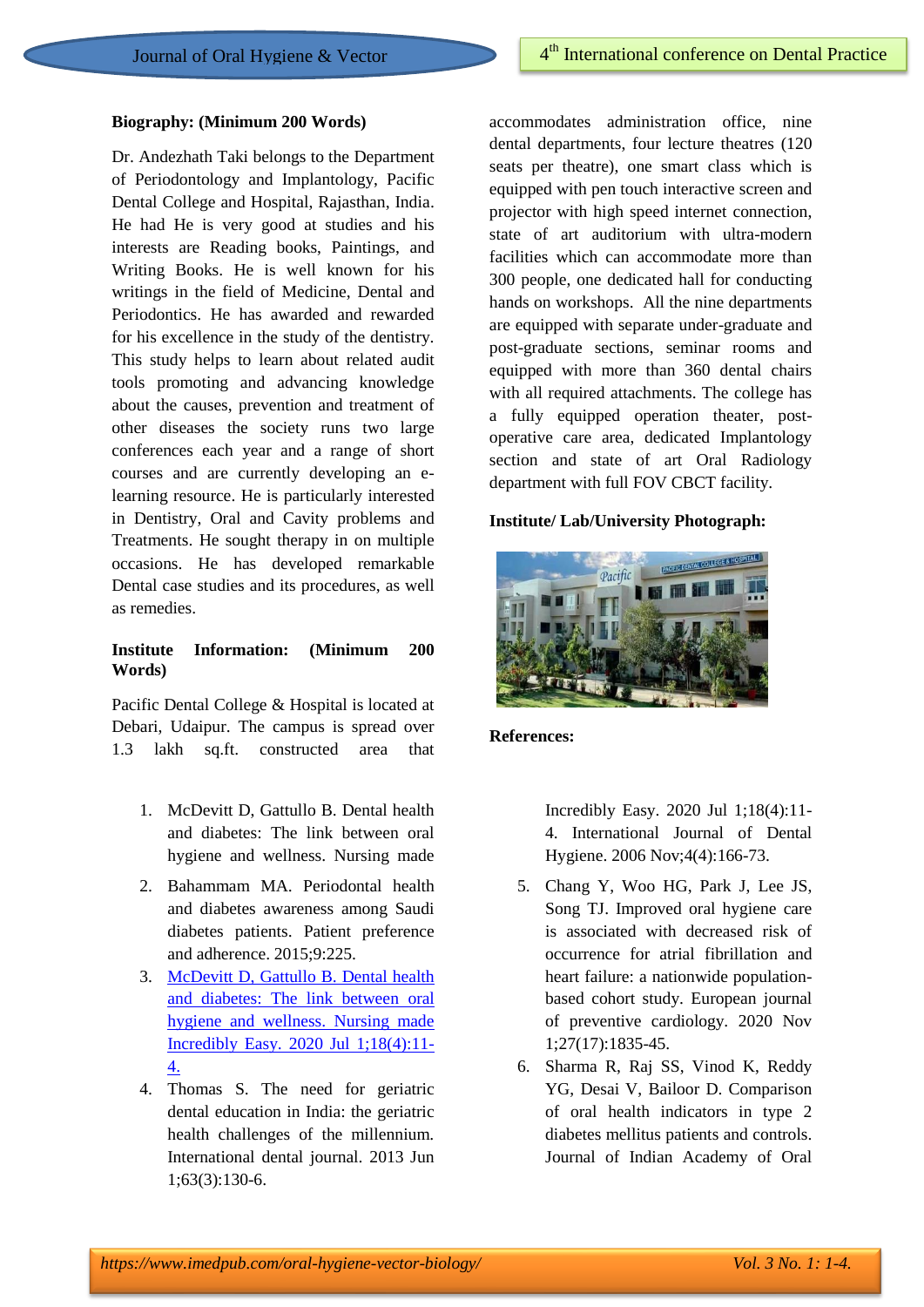**Biography: (Minimum 200 Words)**

Dr. Andezhath Taki belongs to the Department of Periodontology and Implantology, Pacific Dental College and Hospital, Rajasthan, India. He had He is very good at studies and his interests are Reading books, Paintings, and Writing Books. He is well known for his writings in the field of Medicine, Dental and Periodontics. He has awarded and rewarded for his excellence in the study of the dentistry. This study helps to learn about related audit tools promoting and advancing knowledge about the causes, prevention and treatment of other diseases the society runs two large conferences each year and a range of short courses and are currently developing an e-learning resource. He is particularly interested in Dentistry, Oral and Cavity problems and Treatments. He sought therapy in on multiple occasions. He has developed remarkable Dental case studies and its procedures, as well as remedies.

**Institute Information: (Minimum 200 Words)**

Pacific Dental College & Hospital is located at Debari, Udaipur. The campus is spread over 1.3 lakh sq.ft. constructed area that accommodates administration office, nine dental departments, four lecture theatres (120 seats per theatre), one smart class which is equipped with pen touch interactive screen and projector with high speed internet connection, state of art auditorium with ultra-modern facilities which can accommodate more than 300 people, one dedicated hall for conducting hands on workshops. All the nine departments are equipped with separate under-graduate and post-graduate sections, seminar rooms and equipped with more than 360 dental chairs with all required attachments. The college has a fully equipped operation theater, post-operative care area, dedicated Implantology section and state of art Oral Radiology department with full FOV CBCT facility.

**Institute/ Lab/University Photograph:**

**References:**

1. McDevitt D, Gattullo B. Dental health and diabetes: The link between oral hygiene and wellness. Nursing made Incredibly Easy. 2020 Jul 1;18(4):11-4. International Journal of Dental Hygiene. 2006 Nov;4(4):166-73.
2. Bahammam MA. Periodontal health and diabetes awareness among Saudi diabetes patients. Patient preference and adherence. 2015;9:225.
3. McDevitt D, Gattullo B. Dental health and diabetes: The link between oral hygiene and wellness. Nursing made Incredibly Easy. 2020 Jul 1;18(4):11-4.
4. Thomas S. The need for geriatric dental education in India: the geriatric health challenges of the millennium. International dental journal. 2013 Jun 1;63(3):130-6.
5. Chang Y, Woo HG, Park J, Lee JS, Song TJ. Improved oral hygiene care is associated with decreased risk of occurrence for atrial fibrillation and heart failure: a nationwide population-based cohort study. European journal of preventive cardiology. 2020 Nov 1;27(17):1835-45.
6. Sharma R, Raj SS, Vinod K, Reddy YG, Desai V, Bailoor D. Comparison of oral health indicators in type 2 diabetes mellitus patients and controls. Journal of Indian Academy of Oral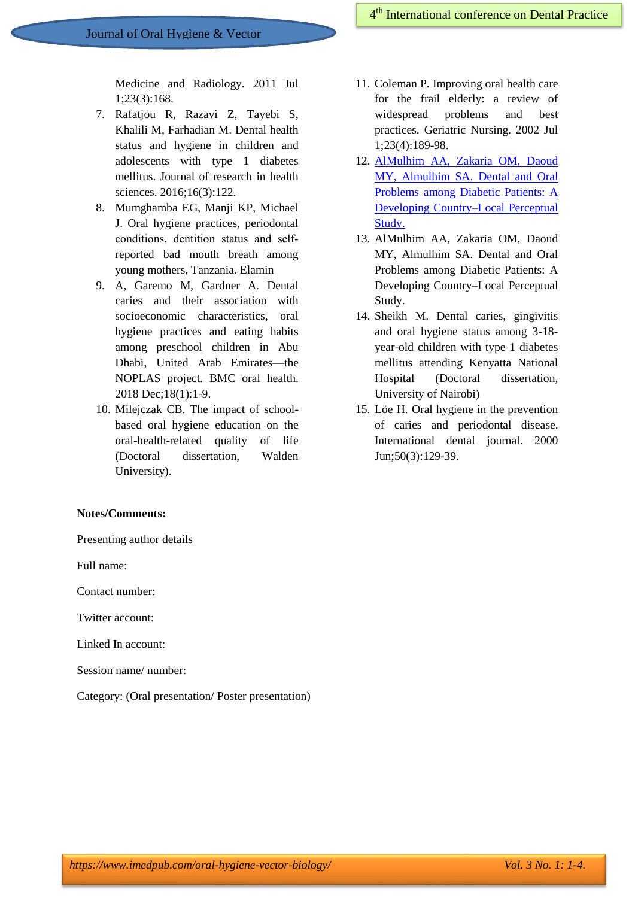Medicine and Radiology. 2011 Jul 1;23(3):168.

7. Rafatjou R, Razavi Z, Tayebi S, Khalili M, Farhadian M. Dental health status and hygiene in children and adolescents with type 1 diabetes mellitus. Journal of research in health sciences. 2016;16(3):122.
8. Mumghamba EG, Manji KP, Michael J. Oral hygiene practices, periodontal conditions, dentition status and self-reported bad mouth breath among young mothers, Tanzania. Elamin
9. A, Garemo M, Gardner A. Dental caries and their association with socioeconomic characteristics, oral hygiene practices and eating habits among preschool children in Abu Dhabi, United Arab Emirates—the NOPLAS project. BMC oral health. 2018 Dec;18(1):1-9.
10. Milejczak CB. The impact of school-based oral hygiene education on the oral-health-related quality of life (Doctoral dissertation, Walden University).
11. Coleman P. Improving oral health care for the frail elderly: a review of widespread problems and best practices. Geriatric Nursing. 2002 Jul 1;23(4):189-98.
12. AlMulhim AA, Zakaria OM, Daoud MY, Almulhim SA. Dental and Oral Problems among Diabetic Patients: A Developing Country–Local Perceptual Study.
13. AlMulhim AA, Zakaria OM, Daoud MY, Almulhim SA. Dental and Oral Problems among Diabetic Patients: A Developing Country–Local Perceptual Study.
14. Sheikh M. Dental caries, gingivitis and oral hygiene status among 3-18-year-old children with type 1 diabetes mellitus attending Kenyatta National Hospital (Doctoral dissertation, University of Nairobi)
15. Löe H. Oral hygiene in the prevention of caries and periodontal disease. International dental journal. 2000 Jun;50(3):129-39.

**Notes/Comments:**

Presenting author details

Full name:

Contact number:

Twitter account:

Linked In account:

Session name/ number:

Category: (Oral presentation/ Poster presentation)